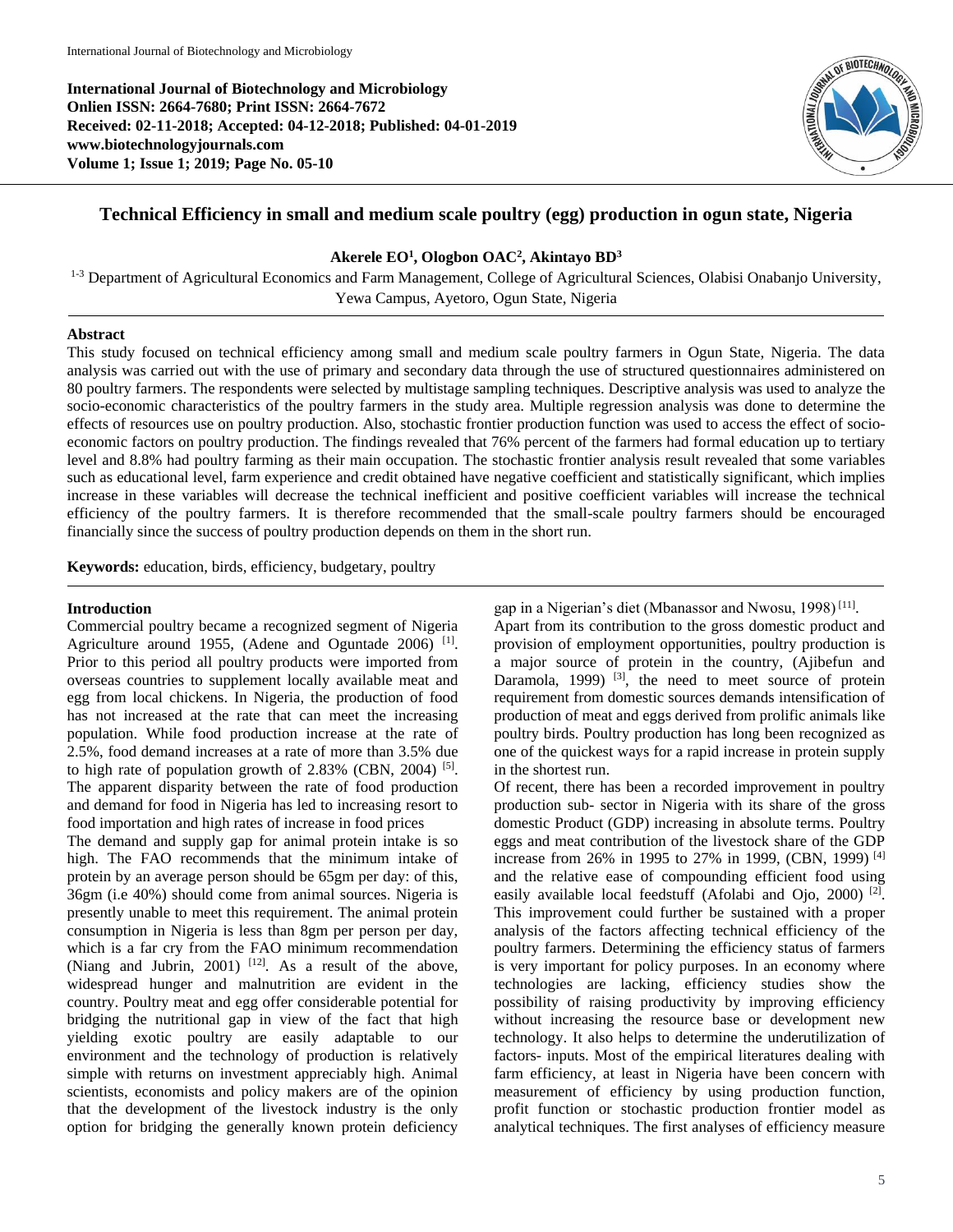International Journal of Biotechnology and Microbiology
Onlien ISSN: 2664-7680; Print ISSN: 2664-7672
Received: 02-11-2018; Accepted: 04-12-2018; Published: 04-01-2019
www.biotechnologyjournals.com

# Technical Efficiency in small and medium scale poultry (egg) production in ogun state, Nigeria

**Akerele EO[1], Ologbon OAC[2], Akintayo BD[3]**

[1-3] Department of Agricultural Economics and Farm Management, College of Agricultural Sciences, Olabisi Onabanjo University, Yewa Campus, Ayetoro, Ogun State, Nigeria

## Abstract

This study focused on technical efficiency among small and medium scale poultry farmers in Ogun State, Nigeria. The data analysis was carried out with the use of primary and secondary data through the use of structured questionnaires administered on 80 poultry farmers. The respondents were selected by multistage sampling techniques. Descriptive analysis was used to analyze the socio-economic characteristics of the poultry farmers in the study area. Multiple regression analysis was done to determine the effects of resources use on poultry production. Also, stochastic frontier production function was used to access the effect of socio-economic factors on poultry production. The findings revealed that 76% percent of the farmers had formal education up to tertiary level and 8.8% had poultry farming as their main occupation. The stochastic frontier analysis result revealed that some variables such as educational level, farm experience and credit obtained have negative coefficient and statistically significant, which implies increase in these variables will decrease the technical inefficient and positive coefficient variables will increase the technical efficiency of the poultry farmers. It is therefore recommended that the small-scale poultry farmers should be encouraged financially since the success of poultry production depends on them in the short run.

**Keywords:** education, birds, efficiency, budgetary, poultry

## Introduction

Commercial poultry became a recognized segment of Nigeria Agriculture around 1955, (Adene and Oguntade 2006) [1]. Prior to this period all poultry products were imported from overseas countries to supplement locally available meat and egg from local chickens. In Nigeria, the production of food has not increased at the rate that can meet the increasing population. While food production increase at the rate of 2.5%, food demand increases at a rate of more than 3.5% due to high rate of population growth of 2.83% (CBN, 2004) [5]. The apparent disparity between the rate of food production and demand for food in Nigeria has led to increasing resort to food importation and high rates of increase in food prices

The demand and supply gap for animal protein intake is so high. The FAO recommends that the minimum intake of protein by an average person should be 65gm per day: of this, 36gm (i.e 40%) should come from animal sources. Nigeria is presently unable to meet this requirement. The animal protein consumption in Nigeria is less than 8gm per person per day, which is a far cry from the FAO minimum recommendation (Niang and Jubrin, 2001) [12]. As a result of the above, widespread hunger and malnutrition are evident in the country. Poultry meat and egg offer considerable potential for bridging the nutritional gap in view of the fact that high yielding exotic poultry are easily adaptable to our environment and the technology of production is relatively simple with returns on investment appreciably high. Animal scientists, economists and policy makers are of the opinion that the development of the livestock industry is the only option for bridging the generally known protein deficiency gap in a Nigerian's diet (Mbanassor and Nwosu, 1998) [11].

Apart from its contribution to the gross domestic product and provision of employment opportunities, poultry production is a major source of protein in the country, (Ajibefun and Daramola, 1999) [3], the need to meet source of protein requirement from domestic sources demands intensification of production of meat and eggs derived from prolific animals like poultry birds. Poultry production has long been recognized as one of the quickest ways for a rapid increase in protein supply in the shortest run.

Of recent, there has been a recorded improvement in poultry production sub- sector in Nigeria with its share of the gross domestic Product (GDP) increasing in absolute terms. Poultry eggs and meat contribution of the livestock share of the GDP increase from 26% in 1995 to 27% in 1999, (CBN, 1999) [4] and the relative ease of compounding efficient food using easily available local feedstuff (Afolabi and Ojo, 2000) [2]. This improvement could further be sustained with a proper analysis of the factors affecting technical efficiency of the poultry farmers. Determining the efficiency status of farmers is very important for policy purposes. In an economy where technologies are lacking, efficiency studies show the possibility of raising productivity by improving efficiency without increasing the resource base or development new technology. It also helps to determine the underutilization of factors- inputs. Most of the empirical literatures dealing with farm efficiency, at least in Nigeria have been concern with measurement of efficiency by using production function, profit function or stochastic production frontier model as analytical techniques. The first analyses of efficiency measure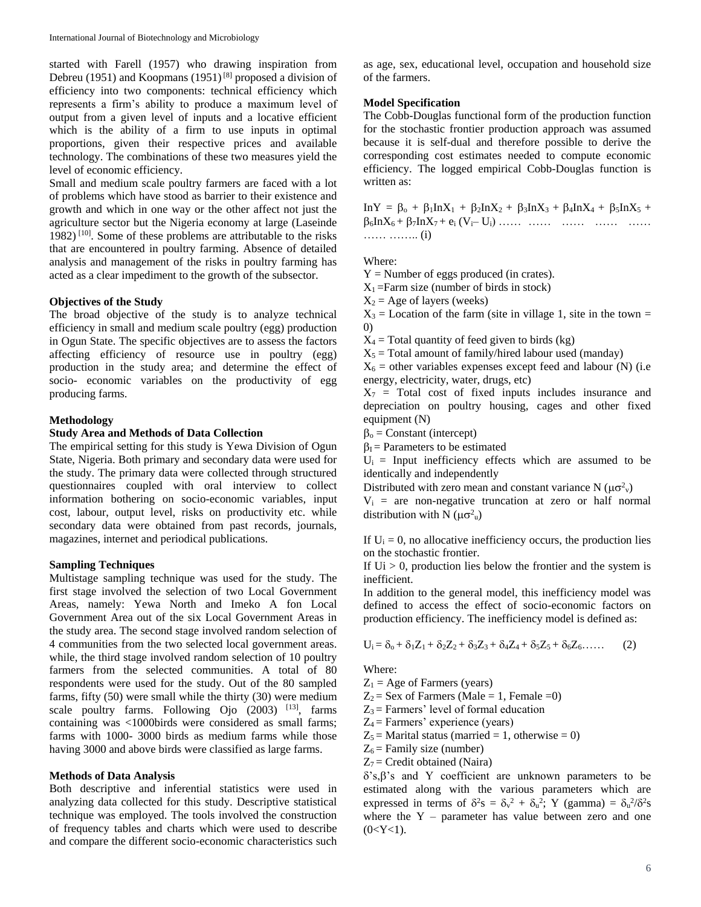started with Farell (1957) who drawing inspiration from Debreu (1951) and Koopmans (1951) [8] proposed a division of efficiency into two components: technical efficiency which represents a firm's ability to produce a maximum level of output from a given level of inputs and a locative efficient which is the ability of a firm to use inputs in optimal proportions, given their respective prices and available technology. The combinations of these two measures yield the level of economic efficiency.

Small and medium scale poultry farmers are faced with a lot of problems which have stood as barrier to their existence and growth and which in one way or the other affect not just the agriculture sector but the Nigeria economy at large (Laseinde 1982) [10]. Some of these problems are attributable to the risks that are encountered in poultry farming. Absence of detailed analysis and management of the risks in poultry farming has acted as a clear impediment to the growth of the subsector.

**Objectives of the Study**

The broad objective of the study is to analyze technical efficiency in small and medium scale poultry (egg) production in Ogun State. The specific objectives are to assess the factors affecting efficiency of resource use in poultry (egg) production in the study area; and determine the effect of socio- economic variables on the productivity of egg producing farms.

**Methodology**

**Study Area and Methods of Data Collection**

The empirical setting for this study is Yewa Division of Ogun State, Nigeria. Both primary and secondary data were used for the study. The primary data were collected through structured questionnaires coupled with oral interview to collect information bothering on socio-economic variables, input cost, labour, output level, risks on productivity etc. while secondary data were obtained from past records, journals, magazines, internet and periodical publications.

**Sampling Techniques**

Multistage sampling technique was used for the study. The first stage involved the selection of two Local Government Areas, namely: Yewa North and Imeko A fon Local Government Area out of the six Local Government Areas in the study area. The second stage involved random selection of 4 communities from the two selected local government areas. while, the third stage involved random selection of 10 poultry farmers from the selected communities. A total of 80 respondents were used for the study. Out of the 80 sampled farms, fifty (50) were small while the thirty (30) were medium scale poultry farms. Following Ojo (2003) [13], farms containing was <1000birds were considered as small farms; farms with 1000- 3000 birds as medium farms while those having 3000 and above birds were classified as large farms.

**Methods of Data Analysis**

Both descriptive and inferential statistics were used in analyzing data collected for this study. Descriptive statistical technique was employed. The tools involved the construction of frequency tables and charts which were used to describe and compare the different socio-economic characteristics such as age, sex, educational level, occupation and household size of the farmers.

**Model Specification**

The Cobb-Douglas functional form of the production function for the stochastic frontier production approach was assumed because it is self-dual and therefore possible to derive the corresponding cost estimates needed to compute economic efficiency. The logged empirical Cobb-Douglas function is written as:

$$\ln Y = \beta_o + \beta_1 \ln X_1 + \beta_2 \ln X_2 + \beta_3 \ln X_3 + \beta_4 \ln X_4 + \beta_5 \ln X_5 + \beta_6 \ln X_6 + \beta_7 \ln X_7 + e_i (V_i - U_i) \quad \text{(i)}$$

Where:

$Y$ = Number of eggs produced (in crates).
$X_1$ =Farm size (number of birds in stock)
$X_2$ = Age of layers (weeks)
$X_3$ = Location of the farm (site in village 1, site in the town = 0)
$X_4$ = Total quantity of feed given to birds (kg)
$X_5$ = Total amount of family/hired labour used (manday)
$X_6$ = other variables expenses except feed and labour (N) (i.e energy, electricity, water, drugs, etc)
$X_7$ = Total cost of fixed inputs includes insurance and depreciation on poultry housing, cages and other fixed equipment (N)
$\beta_o$ = Constant (intercept)
$\beta_I$ = Parameters to be estimated
$U_i$ = Input inefficiency effects which are assumed to be identically and independently
Distributed with zero mean and constant variance $N(\mu\sigma^2_v)$
$V_i$ = are non-negative truncation at zero or half normal distribution with $N(\mu\sigma^2_u)$

If $U_i = 0$, no allocative inefficiency occurs, the production lies on the stochastic frontier.
If $U_i > 0$, production lies below the frontier and the system is inefficient.
In addition to the general model, this inefficiency model was defined to access the effect of socio-economic factors on production efficiency. The inefficiency model is defined as:

$$U_i = \delta_o + \delta_1 Z_1 + \delta_2 Z_2 + \delta_3 Z_3 + \delta_4 Z_4 + \delta_5 Z_5 + \delta_6 Z_6 \ldots \quad (2)$$

Where:

$Z_1$ = Age of Farmers (years)
$Z_2$ = Sex of Farmers (Male = 1, Female =0)
$Z_3$ = Farmers' level of formal education
$Z_4$ = Farmers' experience (years)
$Z_5$ = Marital status (married = 1, otherwise = 0)
$Z_6$ = Family size (number)
$Z_7$ = Credit obtained (Naira)
$\delta$'s, $\beta$'s and Y coefficient are unknown parameters to be estimated along with the various parameters which are expressed in terms of $\delta^2 s = \delta_v^2 + \delta_u^2$; Y (gamma) = $\delta_u^2/\delta^2 s$ where the Y – parameter has value between zero and one ($0<Y<1$).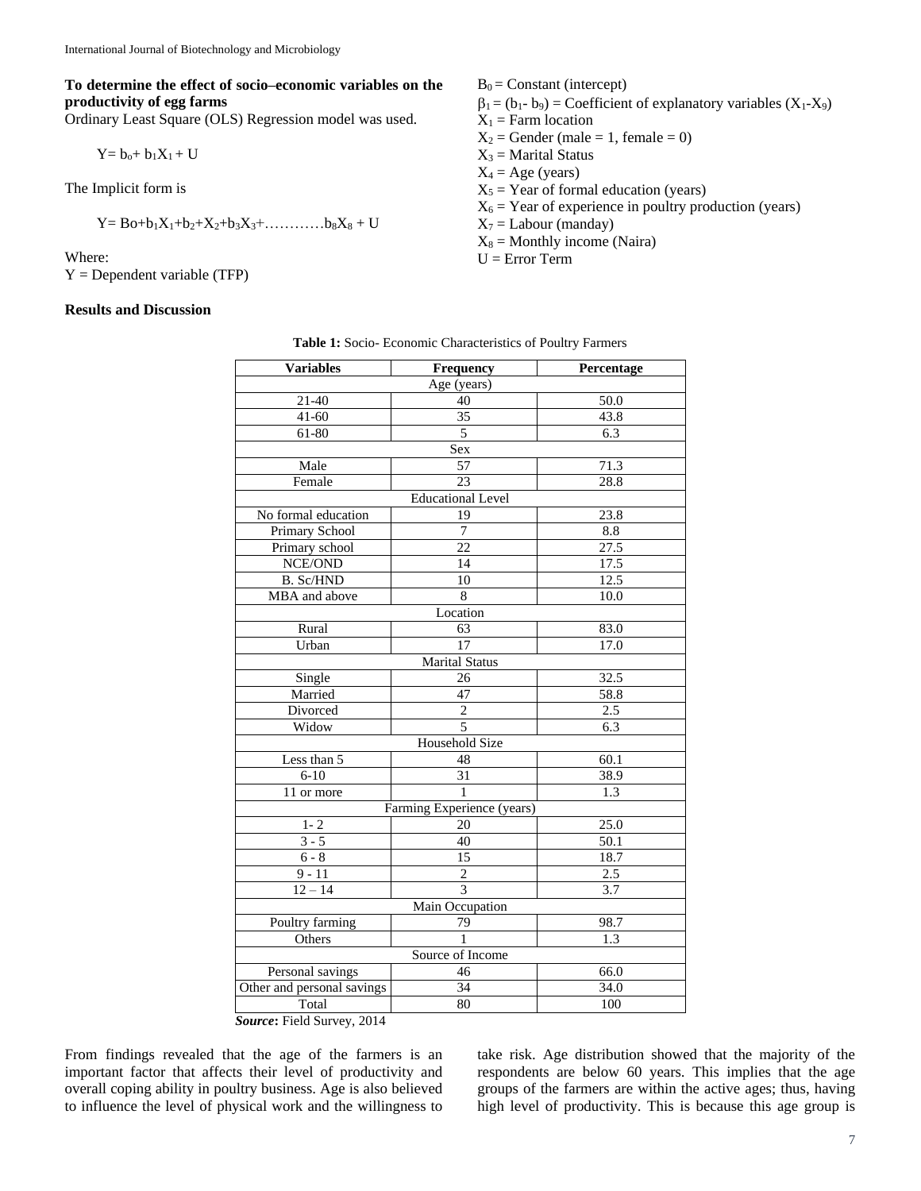**To determine the effect of socio–economic variables on the productivity of egg farms**

Ordinary Least Square (OLS) Regression model was used.

$$Y= b_o+ b_1X_1 + U$$

The Implicit form is

$$Y= Bo+b_1X_1+b_2+X_2+b_3X_3+\ldots\ldots\ldots\ldots b_8X_8 + U$$

Where:

Y = Dependent variable (TFP)

$B_0$ = Constant (intercept)

$\beta_1 = (b_1\text{- } b_9)$ = Coefficient of explanatory variables ($X_1$-$X_9$)

$X_1$ = Farm location

$X_2$ = Gender (male = 1, female = 0)

$X_3$ = Marital Status

$X_4$ = Age (years)

$X_5$ = Year of formal education (years)

$X_6$ = Year of experience in poultry production (years)

$X_7$ = Labour (manday)

$X_8$ = Monthly income (Naira)

U = Error Term

**Results and Discussion**

**Table 1:** Socio- Economic Characteristics of Poultry Farmers

| Variables | Frequency | Percentage |
|---|---|---|
| Age (years) | | |
| 21-40 | 40 | 50.0 |
| 41-60 | 35 | 43.8 |
| 61-80 | 5 | 6.3 |
| Sex | | |
| Male | 57 | 71.3 |
| Female | 23 | 28.8 |
| Educational Level | | |
| No formal education | 19 | 23.8 |
| Primary School | 7 | 8.8 |
| Primary school | 22 | 27.5 |
| NCE/OND | 14 | 17.5 |
| B. Sc/HND | 10 | 12.5 |
| MBA and above | 8 | 10.0 |
| Location | | |
| Rural | 63 | 83.0 |
| Urban | 17 | 17.0 |
| Marital Status | | |
| Single | 26 | 32.5 |
| Married | 47 | 58.8 |
| Divorced | 2 | 2.5 |
| Widow | 5 | 6.3 |
| Household Size | | |
| Less than 5 | 48 | 60.1 |
| 6-10 | 31 | 38.9 |
| 11 or more | 1 | 1.3 |
| Farming Experience (years) | | |
| 1- 2 | 20 | 25.0 |
| 3 - 5 | 40 | 50.1 |
| 6 - 8 | 15 | 18.7 |
| 9 - 11 | 2 | 2.5 |
| 12 – 14 | 3 | 3.7 |
| Main Occupation | | |
| Poultry farming | 79 | 98.7 |
| Others | 1 | 1.3 |
| Source of Income | | |
| Personal savings | 46 | 66.0 |
| Other and personal savings | 34 | 34.0 |
| Total | 80 | 100 |

***Source*:** Field Survey, 2014

From findings revealed that the age of the farmers is an important factor that affects their level of productivity and overall coping ability in poultry business. Age is also believed to influence the level of physical work and the willingness to take risk. Age distribution showed that the majority of the respondents are below 60 years. This implies that the age groups of the farmers are within the active ages; thus, having high level of productivity. This is because this age group is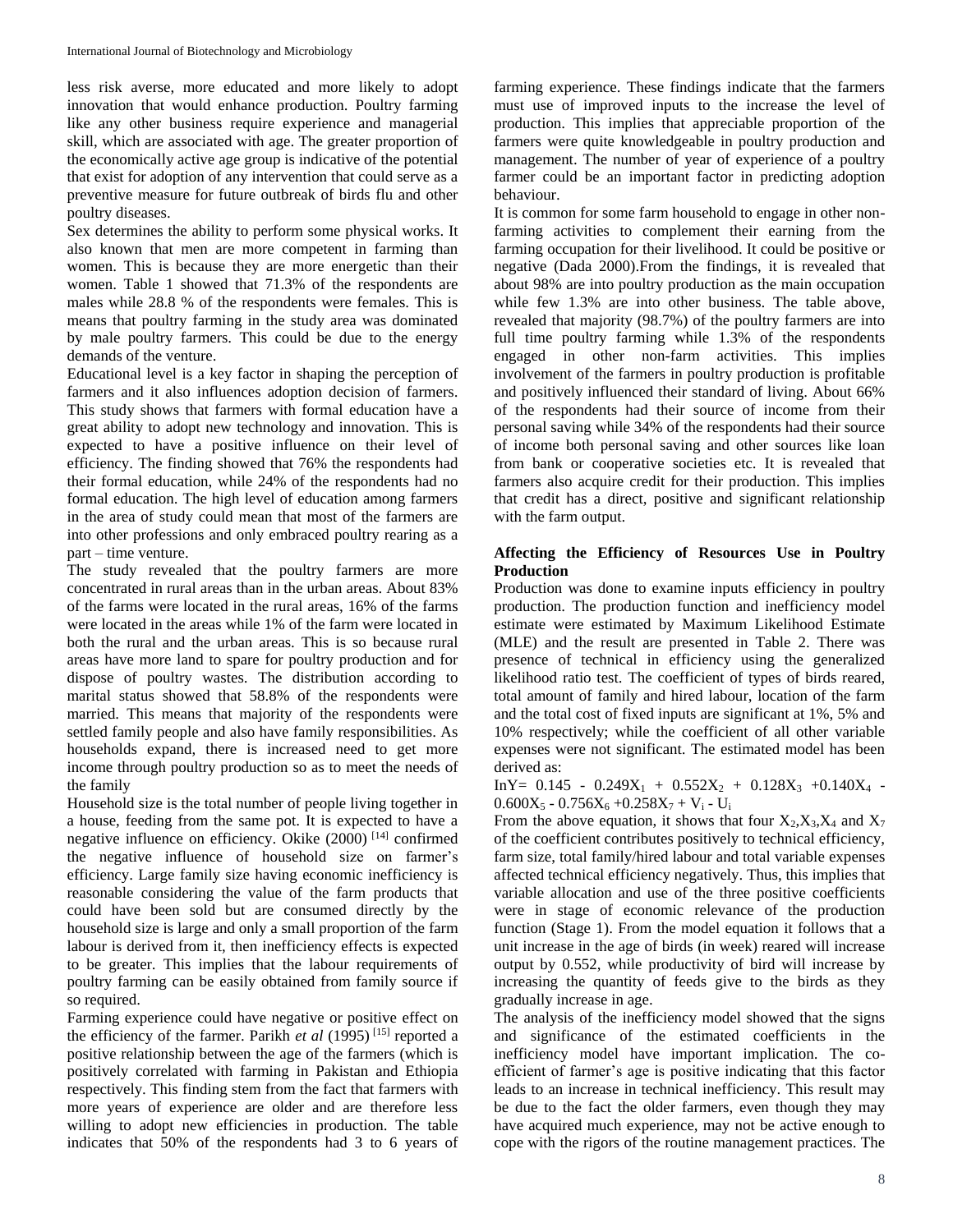less risk averse, more educated and more likely to adopt innovation that would enhance production. Poultry farming like any other business require experience and managerial skill, which are associated with age. The greater proportion of the economically active age group is indicative of the potential that exist for adoption of any intervention that could serve as a preventive measure for future outbreak of birds flu and other poultry diseases.

Sex determines the ability to perform some physical works. It also known that men are more competent in farming than women. This is because they are more energetic than their women. Table 1 showed that 71.3% of the respondents are males while 28.8 % of the respondents were females. This is means that poultry farming in the study area was dominated by male poultry farmers. This could be due to the energy demands of the venture.

Educational level is a key factor in shaping the perception of farmers and it also influences adoption decision of farmers. This study shows that farmers with formal education have a great ability to adopt new technology and innovation. This is expected to have a positive influence on their level of efficiency. The finding showed that 76% the respondents had their formal education, while 24% of the respondents had no formal education. The high level of education among farmers in the area of study could mean that most of the farmers are into other professions and only embraced poultry rearing as a part – time venture.

The study revealed that the poultry farmers are more concentrated in rural areas than in the urban areas. About 83% of the farms were located in the rural areas, 16% of the farms were located in the areas while 1% of the farm were located in both the rural and the urban areas. This is so because rural areas have more land to spare for poultry production and for dispose of poultry wastes. The distribution according to marital status showed that 58.8% of the respondents were married. This means that majority of the respondents were settled family people and also have family responsibilities. As households expand, there is increased need to get more income through poultry production so as to meet the needs of the family

Household size is the total number of people living together in a house, feeding from the same pot. It is expected to have a negative influence on efficiency. Okike (2000) [14] confirmed the negative influence of household size on farmer's efficiency. Large family size having economic inefficiency is reasonable considering the value of the farm products that could have been sold but are consumed directly by the household size is large and only a small proportion of the farm labour is derived from it, then inefficiency effects is expected to be greater. This implies that the labour requirements of poultry farming can be easily obtained from family source if so required.

Farming experience could have negative or positive effect on the efficiency of the farmer. Parikh *et al* (1995) [15] reported a positive relationship between the age of the farmers (which is positively correlated with farming in Pakistan and Ethiopia respectively. This finding stem from the fact that farmers with more years of experience are older and are therefore less willing to adopt new efficiencies in production. The table indicates that 50% of the respondents had 3 to 6 years of farming experience. These findings indicate that the farmers must use of improved inputs to the increase the level of production. This implies that appreciable proportion of the farmers were quite knowledgeable in poultry production and management. The number of year of experience of a poultry farmer could be an important factor in predicting adoption behaviour.

It is common for some farm household to engage in other non-farming activities to complement their earning from the farming occupation for their livelihood. It could be positive or negative (Dada 2000).From the findings, it is revealed that about 98% are into poultry production as the main occupation while few 1.3% are into other business. The table above, revealed that majority (98.7%) of the poultry farmers are into full time poultry farming while 1.3% of the respondents engaged in other non-farm activities. This implies involvement of the farmers in poultry production is profitable and positively influenced their standard of living. About 66% of the respondents had their source of income from their personal saving while 34% of the respondents had their source of income both personal saving and other sources like loan from bank or cooperative societies etc. It is revealed that farmers also acquire credit for their production. This implies that credit has a direct, positive and significant relationship with the farm output.

**Affecting the Efficiency of Resources Use in Poultry Production**

Production was done to examine inputs efficiency in poultry production. The production function and inefficiency model estimate were estimated by Maximum Likelihood Estimate (MLE) and the result are presented in Table 2. There was presence of technical in efficiency using the generalized likelihood ratio test. The coefficient of types of birds reared, total amount of family and hired labour, location of the farm and the total cost of fixed inputs are significant at 1%, 5% and 10% respectively; while the coefficient of all other variable expenses were not significant. The estimated model has been derived as:

$$\text{In}Y = 0.145 - 0.249X_1 + 0.552X_2 + 0.128X_3 + 0.140X_4 - 0.600X_5 - 0.756X_6 + 0.258X_7 + V_i - U_i$$

From the above equation, it shows that four $X_2$,$X_3$,$X_4$ and $X_7$ of the coefficient contributes positively to technical efficiency, farm size, total family/hired labour and total variable expenses affected technical efficiency negatively. Thus, this implies that variable allocation and use of the three positive coefficients were in stage of economic relevance of the production function (Stage 1). From the model equation it follows that a unit increase in the age of birds (in week) reared will increase output by 0.552, while productivity of bird will increase by increasing the quantity of feeds give to the birds as they gradually increase in age.

The analysis of the inefficiency model showed that the signs and significance of the estimated coefficients in the inefficiency model have important implication. The co-efficient of farmer's age is positive indicating that this factor leads to an increase in technical inefficiency. This result may be due to the fact the older farmers, even though they may have acquired much experience, may not be active enough to cope with the rigors of the routine management practices. The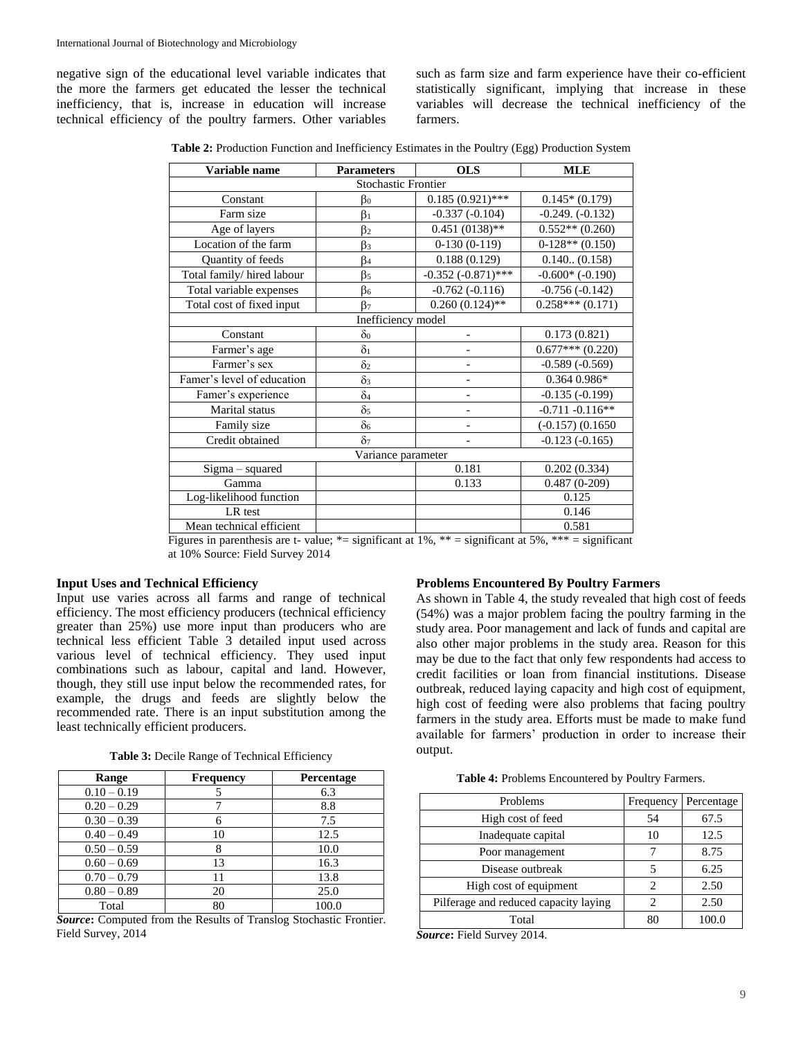negative sign of the educational level variable indicates that the more the farmers get educated the lesser the technical inefficiency, that is, increase in education will increase technical efficiency of the poultry farmers. Other variables such as farm size and farm experience have their co-efficient statistically significant, implying that increase in these variables will decrease the technical inefficiency of the farmers.

**Table 2:** Production Function and Inefficiency Estimates in the Poultry (Egg) Production System

| Variable name | Parameters | OLS | MLE |
|---|---|---|---|
| Stochastic Frontier | | | |
| Constant | $\beta_0$ | 0.185 (0.921)*** | 0.145* (0.179) |
| Farm size | $\beta_1$ | -0.337 (-0.104) | -0.249. (-0.132) |
| Age of layers | $\beta_2$ | 0.451 (0138)** | 0.552** (0.260) |
| Location of the farm | $\beta_3$ | 0-130 (0-119) | 0-128** (0.150) |
| Quantity of feeds | $\beta_4$ | 0.188 (0.129) | 0.140.. (0.158) |
| Total family/ hired labour | $\beta_5$ | -0.352 (-0.871)*** | -0.600* (-0.190) |
| Total variable expenses | $\beta_6$ | -0.762 (-0.116) | -0.756 (-0.142) |
| Total cost of fixed input | $\beta_7$ | 0.260 (0.124)** | 0.258*** (0.171) |
| Inefficiency model | | | |
| Constant | $\delta_0$ | - | 0.173 (0.821) |
| Farmer's age | $\delta_1$ | - | 0.677*** (0.220) |
| Farmer's sex | $\delta_2$ | - | -0.589 (-0.569) |
| Famer's level of education | $\delta_3$ | - | 0.364 0.986* |
| Famer's experience | $\delta_4$ | - | -0.135 (-0.199) |
| Marital status | $\delta_5$ | - | -0.711 -0.116** |
| Family size | $\delta_6$ | - | (-0.157) (0.1650 |
| Credit obtained | $\delta_7$ | - | -0.123 (-0.165) |
| Variance parameter | | | |
| Sigma – squared | | 0.181 | 0.202 (0.334) |
| Gamma | | 0.133 | 0.487 (0-209) |
| Log-likelihood function | | | 0.125 |
| LR test | | | 0.146 |
| Mean technical efficient | | | 0.581 |

Figures in parenthesis are t- value; *= significant at 1%, ** = significant at 5%, *** = significant at 10% Source: Field Survey 2014

**Input Uses and Technical Efficiency**

Input use varies across all farms and range of technical efficiency. The most efficiency producers (technical efficiency greater than 25%) use more input than producers who are technical less efficient Table 3 detailed input used across various level of technical efficiency. They used input combinations such as labour, capital and land. However, though, they still use input below the recommended rates, for example, the drugs and feeds are slightly below the recommended rate. There is an input substitution among the least technically efficient producers.

**Table 3:** Decile Range of Technical Efficiency

| Range | Frequency | Percentage |
|---|---|---|
| 0.10 – 0.19 | 5 | 6.3 |
| 0.20 – 0.29 | 7 | 8.8 |
| 0.30 – 0.39 | 6 | 7.5 |
| 0.40 – 0.49 | 10 | 12.5 |
| 0.50 – 0.59 | 8 | 10.0 |
| 0.60 – 0.69 | 13 | 16.3 |
| 0.70 – 0.79 | 11 | 13.8 |
| 0.80 – 0.89 | 20 | 25.0 |
| Total | 80 | 100.0 |

***Source*:** Computed from the Results of Translog Stochastic Frontier. Field Survey, 2014

**Problems Encountered By Poultry Farmers**

As shown in Table 4, the study revealed that high cost of feeds (54%) was a major problem facing the poultry farming in the study area. Poor management and lack of funds and capital are also other major problems in the study area. Reason for this may be due to the fact that only few respondents had access to credit facilities or loan from financial institutions. Disease outbreak, reduced laying capacity and high cost of equipment, high cost of feeding were also problems that facing poultry farmers in the study area. Efforts must be made to make fund available for farmers' production in order to increase their output.

**Table 4:** Problems Encountered by Poultry Farmers.

| Problems | Frequency | Percentage |
|---|---|---|
| High cost of feed | 54 | 67.5 |
| Inadequate capital | 10 | 12.5 |
| Poor management | 7 | 8.75 |
| Disease outbreak | 5 | 6.25 |
| High cost of equipment | 2 | 2.50 |
| Pilferage and reduced capacity laying | 2 | 2.50 |
| Total | 80 | 100.0 |

***Source*:** Field Survey 2014.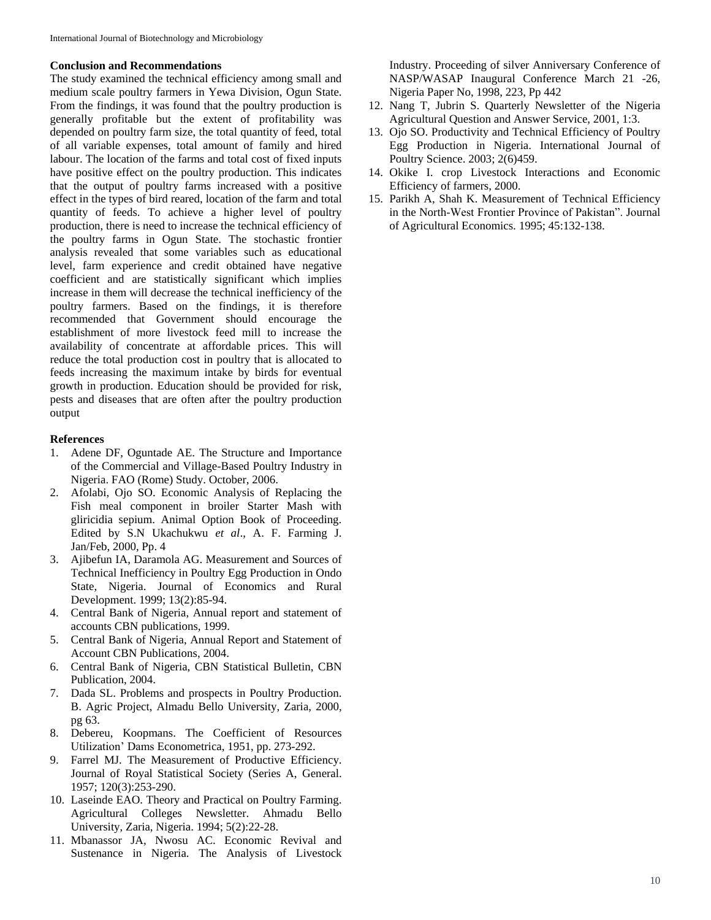## Conclusion and Recommendations

The study examined the technical efficiency among small and medium scale poultry farmers in Yewa Division, Ogun State. From the findings, it was found that the poultry production is generally profitable but the extent of profitability was depended on poultry farm size, the total quantity of feed, total of all variable expenses, total amount of family and hired labour. The location of the farms and total cost of fixed inputs have positive effect on the poultry production. This indicates that the output of poultry farms increased with a positive effect in the types of bird reared, location of the farm and total quantity of feeds. To achieve a higher level of poultry production, there is need to increase the technical efficiency of the poultry farms in Ogun State. The stochastic frontier analysis revealed that some variables such as educational level, farm experience and credit obtained have negative coefficient and are statistically significant which implies increase in them will decrease the technical inefficiency of the poultry farmers. Based on the findings, it is therefore recommended that Government should encourage the establishment of more livestock feed mill to increase the availability of concentrate at affordable prices. This will reduce the total production cost in poultry that is allocated to feeds increasing the maximum intake by birds for eventual growth in production. Education should be provided for risk, pests and diseases that are often after the poultry production output

## References

1. Adene DF, Oguntade AE. The Structure and Importance of the Commercial and Village-Based Poultry Industry in Nigeria. FAO (Rome) Study. October, 2006.
2. Afolabi, Ojo SO. Economic Analysis of Replacing the Fish meal component in broiler Starter Mash with gliricidia sepium. Animal Option Book of Proceeding. Edited by S.N Ukachukwu *et al*., A. F. Farming J. Jan/Feb, 2000, Pp. 4
3. Ajibefun IA, Daramola AG. Measurement and Sources of Technical Inefficiency in Poultry Egg Production in Ondo State, Nigeria. Journal of Economics and Rural Development. 1999; 13(2):85-94.
4. Central Bank of Nigeria, Annual report and statement of accounts CBN publications, 1999.
5. Central Bank of Nigeria, Annual Report and Statement of Account CBN Publications, 2004.
6. Central Bank of Nigeria, CBN Statistical Bulletin, CBN Publication, 2004.
7. Dada SL. Problems and prospects in Poultry Production. B. Agric Project, Almadu Bello University, Zaria, 2000, pg 63.
8. Debereu, Koopmans. The Coefficient of Resources Utilization' Dams Econometrica, 1951, pp. 273-292.
9. Farrel MJ. The Measurement of Productive Efficiency. Journal of Royal Statistical Society (Series A, General. 1957; 120(3):253-290.
10. Laseinde EAO. Theory and Practical on Poultry Farming. Agricultural Colleges Newsletter. Ahmadu Bello University, Zaria, Nigeria. 1994; 5(2):22-28.
11. Mbanassor JA, Nwosu AC. Economic Revival and Sustenance in Nigeria. The Analysis of Livestock Industry. Proceeding of silver Anniversary Conference of NASP/WASAP Inaugural Conference March 21 -26, Nigeria Paper No, 1998, 223, Pp 442
12. Nang T, Jubrin S. Quarterly Newsletter of the Nigeria Agricultural Question and Answer Service, 2001, 1:3.
13. Ojo SO. Productivity and Technical Efficiency of Poultry Egg Production in Nigeria. International Journal of Poultry Science. 2003; 2(6)459.
14. Okike I. crop Livestock Interactions and Economic Efficiency of farmers, 2000.
15. Parikh A, Shah K. Measurement of Technical Efficiency in the North-West Frontier Province of Pakistan". Journal of Agricultural Economics. 1995; 45:132-138.